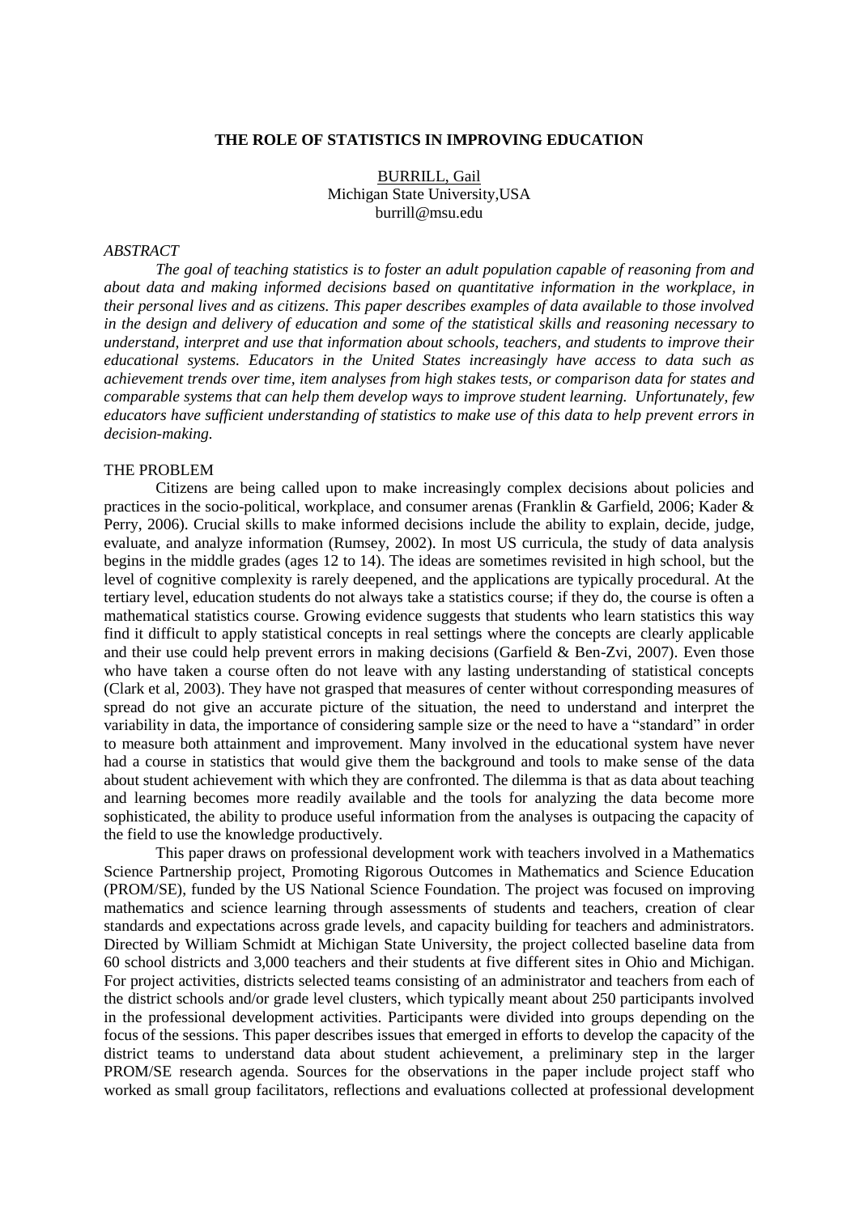# THE ROLE OF STATISTICS IN IMPROVING EDUCATION

BURRILL, Gail
Michigan State University,USA
burrill@msu.edu

*ABSTRACT*

*The goal of teaching statistics is to foster an adult population capable of reasoning from and about data and making informed decisions based on quantitative information in the workplace, in their personal lives and as citizens. This paper describes examples of data available to those involved in the design and delivery of education and some of the statistical skills and reasoning necessary to understand, interpret and use that information about schools, teachers, and students to improve their educational systems. Educators in the United States increasingly have access to data such as achievement trends over time, item analyses from high stakes tests, or comparison data for states and comparable systems that can help them develop ways to improve student learning. Unfortunately, few educators have sufficient understanding of statistics to make use of this data to help prevent errors in decision-making.*

## THE PROBLEM

Citizens are being called upon to make increasingly complex decisions about policies and practices in the socio-political, workplace, and consumer arenas (Franklin & Garfield, 2006; Kader & Perry, 2006). Crucial skills to make informed decisions include the ability to explain, decide, judge, evaluate, and analyze information (Rumsey, 2002). In most US curricula, the study of data analysis begins in the middle grades (ages 12 to 14). The ideas are sometimes revisited in high school, but the level of cognitive complexity is rarely deepened, and the applications are typically procedural. At the tertiary level, education students do not always take a statistics course; if they do, the course is often a mathematical statistics course. Growing evidence suggests that students who learn statistics this way find it difficult to apply statistical concepts in real settings where the concepts are clearly applicable and their use could help prevent errors in making decisions (Garfield & Ben-Zvi, 2007). Even those who have taken a course often do not leave with any lasting understanding of statistical concepts (Clark et al, 2003). They have not grasped that measures of center without corresponding measures of spread do not give an accurate picture of the situation, the need to understand and interpret the variability in data, the importance of considering sample size or the need to have a "standard" in order to measure both attainment and improvement. Many involved in the educational system have never had a course in statistics that would give them the background and tools to make sense of the data about student achievement with which they are confronted. The dilemma is that as data about teaching and learning becomes more readily available and the tools for analyzing the data become more sophisticated, the ability to produce useful information from the analyses is outpacing the capacity of the field to use the knowledge productively.

This paper draws on professional development work with teachers involved in a Mathematics Science Partnership project, Promoting Rigorous Outcomes in Mathematics and Science Education (PROM/SE), funded by the US National Science Foundation. The project was focused on improving mathematics and science learning through assessments of students and teachers, creation of clear standards and expectations across grade levels, and capacity building for teachers and administrators. Directed by William Schmidt at Michigan State University, the project collected baseline data from 60 school districts and 3,000 teachers and their students at five different sites in Ohio and Michigan. For project activities, districts selected teams consisting of an administrator and teachers from each of the district schools and/or grade level clusters, which typically meant about 250 participants involved in the professional development activities. Participants were divided into groups depending on the focus of the sessions. This paper describes issues that emerged in efforts to develop the capacity of the district teams to understand data about student achievement, a preliminary step in the larger PROM/SE research agenda. Sources for the observations in the paper include project staff who worked as small group facilitators, reflections and evaluations collected at professional development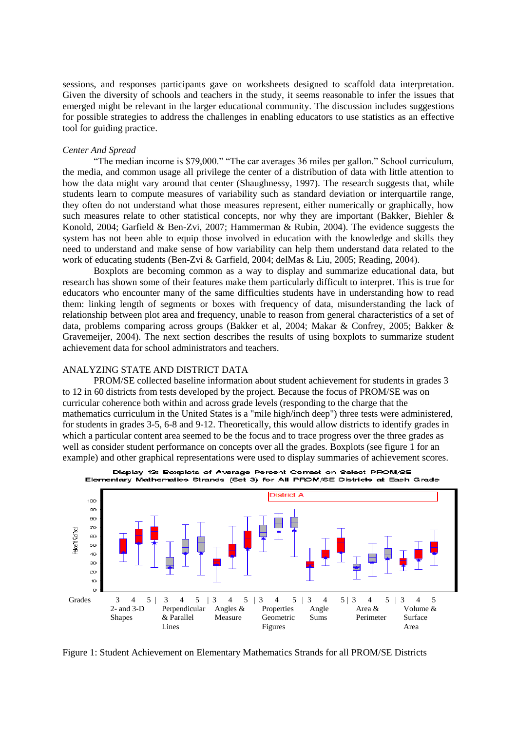sessions, and responses participants gave on worksheets designed to scaffold data interpretation. Given the diversity of schools and teachers in the study, it seems reasonable to infer the issues that emerged might be relevant in the larger educational community. The discussion includes suggestions for possible strategies to address the challenges in enabling educators to use statistics as an effective tool for guiding practice.

*Center And Spread*

"The median income is $79,000." "The car averages 36 miles per gallon." School curriculum, the media, and common usage all privilege the center of a distribution of data with little attention to how the data might vary around that center (Shaughnessy, 1997). The research suggests that, while students learn to compute measures of variability such as standard deviation or interquartile range, they often do not understand what those measures represent, either numerically or graphically, how such measures relate to other statistical concepts, nor why they are important (Bakker, Biehler & Konold, 2004; Garfield & Ben-Zvi, 2007; Hammerman & Rubin, 2004). The evidence suggests the system has not been able to equip those involved in education with the knowledge and skills they need to understand and make sense of how variability can help them understand data related to the work of educating students (Ben-Zvi & Garfield, 2004; delMas & Liu, 2005; Reading, 2004).

Boxplots are becoming common as a way to display and summarize educational data, but research has shown some of their features make them particularly difficult to interpret. This is true for educators who encounter many of the same difficulties students have in understanding how to read them: linking length of segments or boxes with frequency of data, misunderstanding the lack of relationship between plot area and frequency, unable to reason from general characteristics of a set of data, problems comparing across groups (Bakker et al, 2004; Makar & Confrey, 2005; Bakker & Gravemeijer, 2004). The next section describes the results of using boxplots to summarize student achievement data for school administrators and teachers.

## ANALYZING STATE AND DISTRICT DATA

PROM/SE collected baseline information about student achievement for students in grades 3 to 12 in 60 districts from tests developed by the project. Because the focus of PROM/SE was on curricular coherence both within and across grade levels (responding to the charge that the mathematics curriculum in the United States is a "mile high/inch deep") three tests were administered, for students in grades 3-5, 6-8 and 9-12. Theoretically, this would allow districts to identify grades in which a particular content area seemed to be the focus and to trace progress over the three grades as well as consider student performance on concepts over all the grades. Boxplots (see figure 1 for an example) and other graphical representations were used to display summaries of achievement scores.

Display 13: Boxplots of Average Percent Correct on Select PROM/SE Elementary Mathematics Strands (Set 3) for All PROM/SE Districts at Each Grade

Figure 1: Student Achievement on Elementary Mathematics Strands for all PROM/SE Districts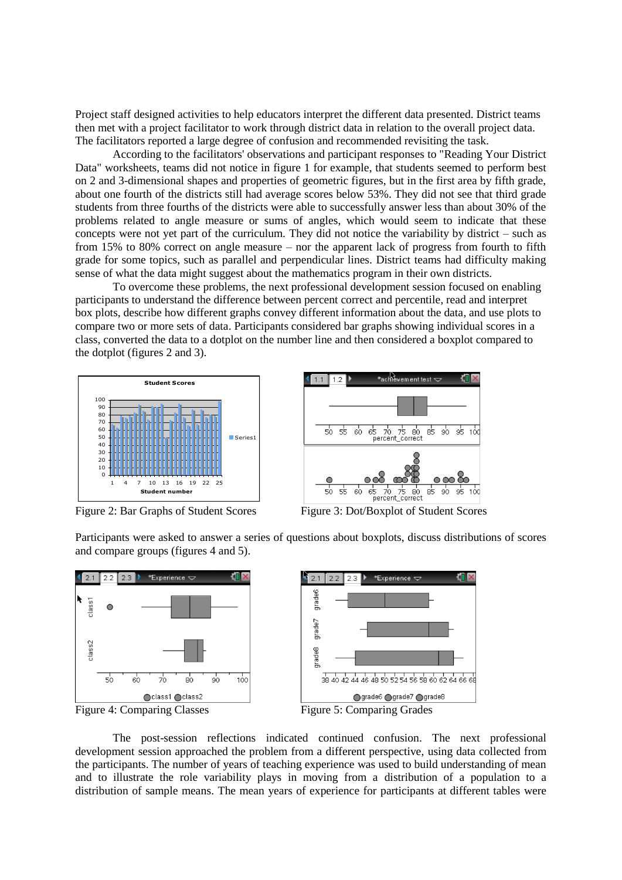Project staff designed activities to help educators interpret the different data presented. District teams then met with a project facilitator to work through district data in relation to the overall project data. The facilitators reported a large degree of confusion and recommended revisiting the task.

According to the facilitators' observations and participant responses to "Reading Your District Data" worksheets, teams did not notice in figure 1 for example, that students seemed to perform best on 2 and 3-dimensional shapes and properties of geometric figures, but in the first area by fifth grade, about one fourth of the districts still had average scores below 53%. They did not see that third grade students from three fourths of the districts were able to successfully answer less than about 30% of the problems related to angle measure or sums of angles, which would seem to indicate that these concepts were not yet part of the curriculum. They did not notice the variability by district – such as from 15% to 80% correct on angle measure – nor the apparent lack of progress from fourth to fifth grade for some topics, such as parallel and perpendicular lines. District teams had difficulty making sense of what the data might suggest about the mathematics program in their own districts.

To overcome these problems, the next professional development session focused on enabling participants to understand the difference between percent correct and percentile, read and interpret box plots, describe how different graphs convey different information about the data, and use plots to compare two or more sets of data. Participants considered bar graphs showing individual scores in a class, converted the data to a dotplot on the number line and then considered a boxplot compared to the dotplot (figures 2 and 3).

Figure 2: Bar Graphs of Student Scores

Figure 3: Dot/Boxplot of Student Scores

Participants were asked to answer a series of questions about boxplots, discuss distributions of scores and compare groups (figures 4 and 5).

Figure 4: Comparing Classes

Figure 5: Comparing Grades

The post-session reflections indicated continued confusion. The next professional development session approached the problem from a different perspective, using data collected from the participants. The number of years of teaching experience was used to build understanding of mean and to illustrate the role variability plays in moving from a distribution of a population to a distribution of sample means. The mean years of experience for participants at different tables were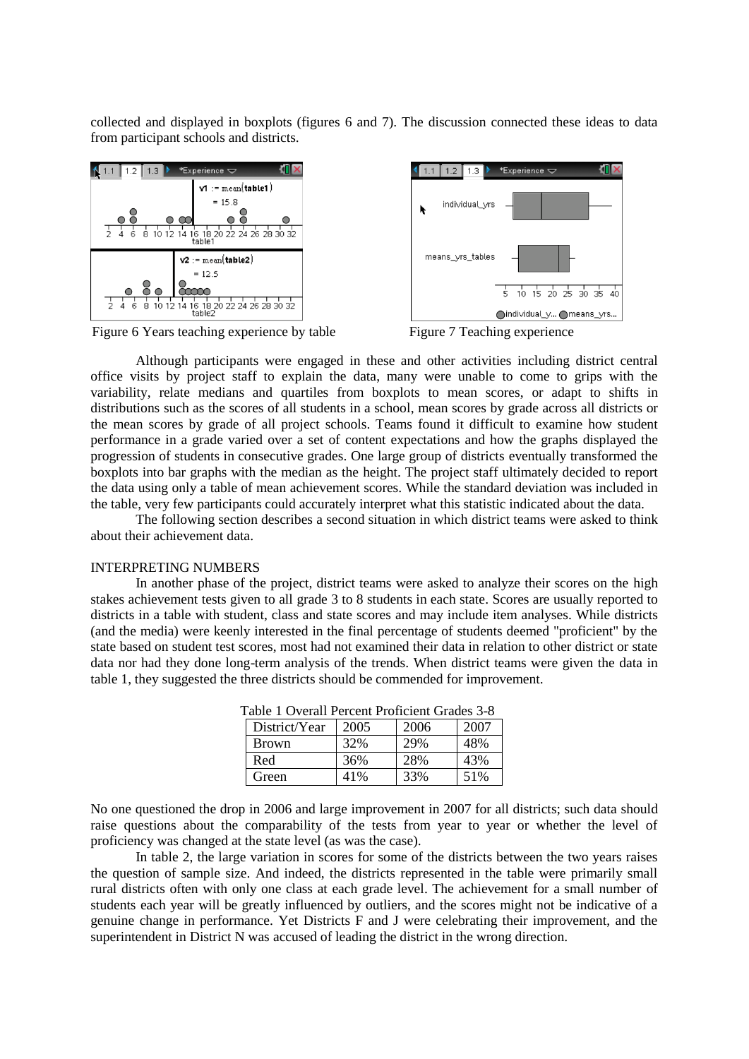collected and displayed in boxplots (figures 6 and 7). The discussion connected these ideas to data from participant schools and districts.

Figure 6 Years teaching experience by table

Figure 7 Teaching experience

Although participants were engaged in these and other activities including district central office visits by project staff to explain the data, many were unable to come to grips with the variability, relate medians and quartiles from boxplots to mean scores, or adapt to shifts in distributions such as the scores of all students in a school, mean scores by grade across all districts or the mean scores by grade of all project schools. Teams found it difficult to examine how student performance in a grade varied over a set of content expectations and how the graphs displayed the progression of students in consecutive grades. One large group of districts eventually transformed the boxplots into bar graphs with the median as the height. The project staff ultimately decided to report the data using only a table of mean achievement scores. While the standard deviation was included in the table, very few participants could accurately interpret what this statistic indicated about the data.

The following section describes a second situation in which district teams were asked to think about their achievement data.

## INTERPRETING NUMBERS

In another phase of the project, district teams were asked to analyze their scores on the high stakes achievement tests given to all grade 3 to 8 students in each state. Scores are usually reported to districts in a table with student, class and state scores and may include item analyses. While districts (and the media) were keenly interested in the final percentage of students deemed "proficient" by the state based on student test scores, most had not examined their data in relation to other district or state data nor had they done long-term analysis of the trends. When district teams were given the data in table 1, they suggested the three districts should be commended for improvement.

Table 1 Overall Percent Proficient Grades 3-8

| District/Year | 2005 | 2006 | 2007 |
|---|---|---|---|
| Brown | 32% | 29% | 48% |
| Red | 36% | 28% | 43% |
| Green | 41% | 33% | 51% |

No one questioned the drop in 2006 and large improvement in 2007 for all districts; such data should raise questions about the comparability of the tests from year to year or whether the level of proficiency was changed at the state level (as was the case).

In table 2, the large variation in scores for some of the districts between the two years raises the question of sample size. And indeed, the districts represented in the table were primarily small rural districts often with only one class at each grade level. The achievement for a small number of students each year will be greatly influenced by outliers, and the scores might not be indicative of a genuine change in performance. Yet Districts F and J were celebrating their improvement, and the superintendent in District N was accused of leading the district in the wrong direction.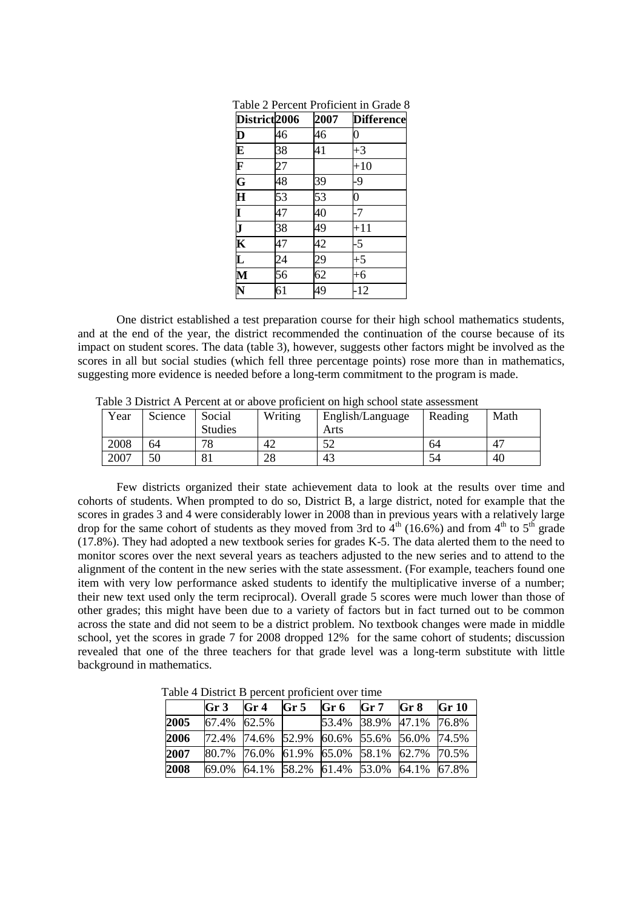Table 2 Percent Proficient in Grade 8

| District | 2006 | 2007 | Difference |
|---|---|---|---|
| D | 46 | 46 | 0 |
| E | 38 | 41 | +3 |
| F | 27 | | +10 |
| G | 48 | 39 | -9 |
| H | 53 | 53 | 0 |
| I | 47 | 40 | -7 |
| J | 38 | 49 | +11 |
| K | 47 | 42 | -5 |
| L | 24 | 29 | +5 |
| M | 56 | 62 | +6 |
| N | 61 | 49 | -12 |

One district established a test preparation course for their high school mathematics students, and at the end of the year, the district recommended the continuation of the course because of its impact on student scores. The data (table 3), however, suggests other factors might be involved as the scores in all but social studies (which fell three percentage points) rose more than in mathematics, suggesting more evidence is needed before a long-term commitment to the program is made.

Table 3 District A Percent at or above proficient on high school state assessment

| Year | Science | Social Studies | Writing | English/Language Arts | Reading | Math |
|---|---|---|---|---|---|---|
| 2008 | 64 | 78 | 42 | 52 | 64 | 47 |
| 2007 | 50 | 81 | 28 | 43 | 54 | 40 |

Few districts organized their state achievement data to look at the results over time and cohorts of students. When prompted to do so, District B, a large district, noted for example that the scores in grades 3 and 4 were considerably lower in 2008 than in previous years with a relatively large drop for the same cohort of students as they moved from 3rd to 4th (16.6%) and from 4th to 5th grade (17.8%). They had adopted a new textbook series for grades K-5. The data alerted them to the need to monitor scores over the next several years as teachers adjusted to the new series and to attend to the alignment of the content in the new series with the state assessment. (For example, teachers found one item with very low performance asked students to identify the multiplicative inverse of a number; their new text used only the term reciprocal). Overall grade 5 scores were much lower than those of other grades; this might have been due to a variety of factors but in fact turned out to be common across the state and did not seem to be a district problem. No textbook changes were made in middle school, yet the scores in grade 7 for 2008 dropped 12% for the same cohort of students; discussion revealed that one of the three teachers for that grade level was a long-term substitute with little background in mathematics.

Table 4 District B percent proficient over time

| | Gr 3 | Gr 4 | Gr 5 | Gr 6 | Gr 7 | Gr 8 | Gr 10 |
|---|---|---|---|---|---|---|---|
| **2005** | 67.4% | 62.5% | | 53.4% | 38.9% | 47.1% | 76.8% |
| **2006** | 72.4% | 74.6% | 52.9% | 60.6% | 55.6% | 56.0% | 74.5% |
| **2007** | 80.7% | 76.0% | 61.9% | 65.0% | 58.1% | 62.7% | 70.5% |
| **2008** | 69.0% | 64.1% | 58.2% | 61.4% | 53.0% | 64.1% | 67.8% |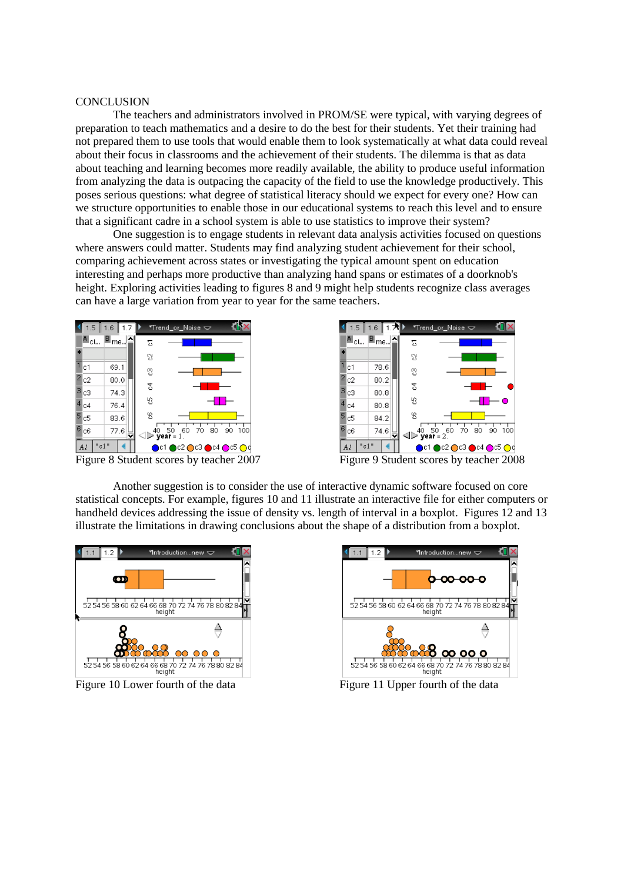## CONCLUSION

The teachers and administrators involved in PROM/SE were typical, with varying degrees of preparation to teach mathematics and a desire to do the best for their students. Yet their training had not prepared them to use tools that would enable them to look systematically at what data could reveal about their focus in classrooms and the achievement of their students. The dilemma is that as data about teaching and learning becomes more readily available, the ability to produce useful information from analyzing the data is outpacing the capacity of the field to use the knowledge productively. This poses serious questions: what degree of statistical literacy should we expect for every one? How can we structure opportunities to enable those in our educational systems to reach this level and to ensure that a significant cadre in a school system is able to use statistics to improve their system?

One suggestion is to engage students in relevant data analysis activities focused on questions where answers could matter. Students may find analyzing student achievement for their school, comparing achievement across states or investigating the typical amount spent on education interesting and perhaps more productive than analyzing hand spans or estimates of a doorknob's height. Exploring activities leading to figures 8 and 9 might help students recognize class averages can have a large variation from year to year for the same teachers.

Figure 8 Student scores by teacher 2007

Figure 9 Student scores by teacher 2008

Another suggestion is to consider the use of interactive dynamic software focused on core statistical concepts. For example, figures 10 and 11 illustrate an interactive file for either computers or handheld devices addressing the issue of density vs. length of interval in a boxplot. Figures 12 and 13 illustrate the limitations in drawing conclusions about the shape of a distribution from a boxplot.

Figure 10 Lower fourth of the data

Figure 11 Upper fourth of the data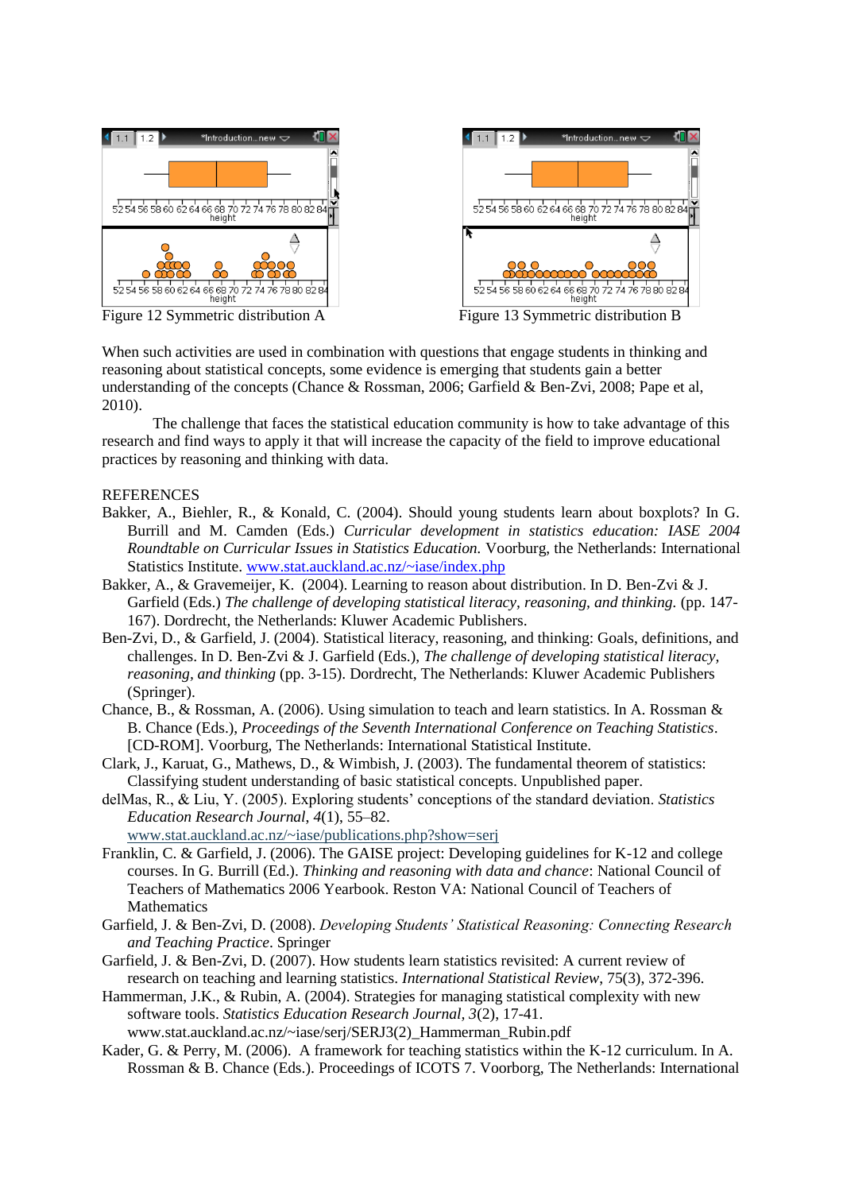Figure 12 Symmetric distribution A

Figure 13 Symmetric distribution B

When such activities are used in combination with questions that engage students in thinking and reasoning about statistical concepts, some evidence is emerging that students gain a better understanding of the concepts (Chance & Rossman, 2006; Garfield & Ben-Zvi, 2008; Pape et al, 2010).

The challenge that faces the statistical education community is how to take advantage of this research and find ways to apply it that will increase the capacity of the field to improve educational practices by reasoning and thinking with data.

REFERENCES

Bakker, A., Biehler, R., & Konald, C. (2004). Should young students learn about boxplots? In G. Burrill and M. Camden (Eds.) *Curricular development in statistics education: IASE 2004 Roundtable on Curricular Issues in Statistics Education.* Voorburg, the Netherlands: International Statistics Institute. www.stat.auckland.ac.nz/~iase/index.php

Bakker, A., & Gravemeijer, K. (2004). Learning to reason about distribution. In D. Ben-Zvi & J. Garfield (Eds.) *The challenge of developing statistical literacy, reasoning, and thinking.* (pp. 147-167). Dordrecht, the Netherlands: Kluwer Academic Publishers.

Ben-Zvi, D., & Garfield, J. (2004). Statistical literacy, reasoning, and thinking: Goals, definitions, and challenges. In D. Ben-Zvi & J. Garfield (Eds.), *The challenge of developing statistical literacy, reasoning, and thinking* (pp. 3-15). Dordrecht, The Netherlands: Kluwer Academic Publishers (Springer).

Chance, B., & Rossman, A. (2006). Using simulation to teach and learn statistics. In A. Rossman & B. Chance (Eds.), *Proceedings of the Seventh International Conference on Teaching Statistics*. [CD-ROM]. Voorburg, The Netherlands: International Statistical Institute.

Clark, J., Karuat, G., Mathews, D., & Wimbish, J. (2003). The fundamental theorem of statistics: Classifying student understanding of basic statistical concepts. Unpublished paper.

delMas, R., & Liu, Y. (2005). Exploring students' conceptions of the standard deviation. *Statistics Education Research Journal*, *4*(1), 55–82. www.stat.auckland.ac.nz/~iase/publications.php?show=serj

Franklin, C. & Garfield, J. (2006). The GAISE project: Developing guidelines for K-12 and college courses. In G. Burrill (Ed.). *Thinking and reasoning with data and chance*: National Council of Teachers of Mathematics 2006 Yearbook. Reston VA: National Council of Teachers of Mathematics

Garfield, J. & Ben-Zvi, D. (2008). *Developing Students' Statistical Reasoning: Connecting Research and Teaching Practice*. Springer

Garfield, J. & Ben-Zvi, D. (2007). How students learn statistics revisited: A current review of research on teaching and learning statistics. *International Statistical Review*, 75(3), 372-396.

Hammerman, J.K., & Rubin, A. (2004). Strategies for managing statistical complexity with new software tools. *Statistics Education Research Journal, 3*(2), 17-41. www.stat.auckland.ac.nz/~iase/serj/SERJ3(2)_Hammerman_Rubin.pdf

Kader, G. & Perry, M. (2006). A framework for teaching statistics within the K-12 curriculum. In A. Rossman & B. Chance (Eds.). Proceedings of ICOTS 7. Voorborg, The Netherlands: International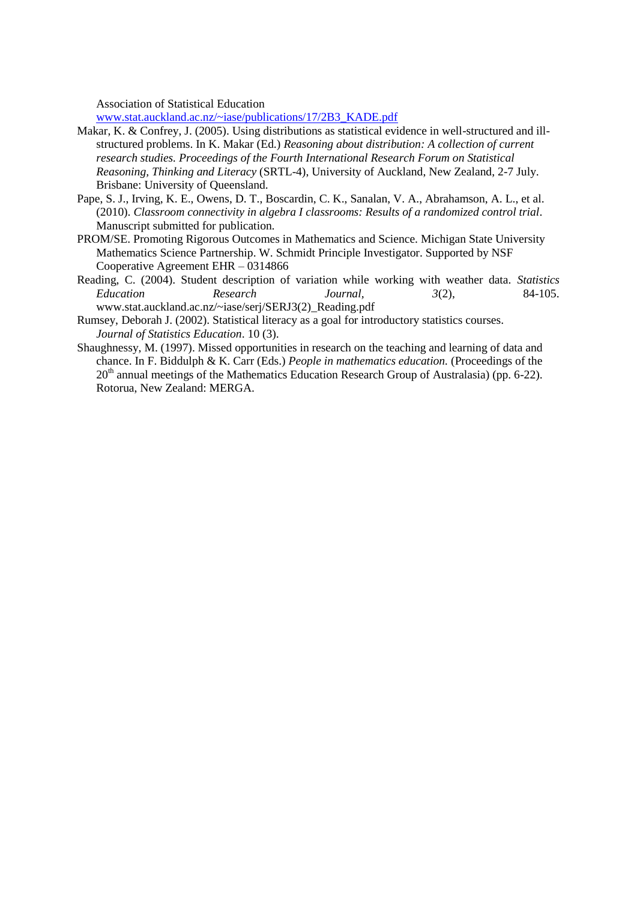Association of Statistical Education
www.stat.auckland.ac.nz/~iase/publications/17/2B3_KADE.pdf

Makar, K. & Confrey, J. (2005). Using distributions as statistical evidence in well-structured and ill-structured problems. In K. Makar (Ed.) *Reasoning about distribution: A collection of current research studies. Proceedings of the Fourth International Research Forum on Statistical Reasoning, Thinking and Literacy* (SRTL-4), University of Auckland, New Zealand, 2-7 July. Brisbane: University of Queensland.

Pape, S. J., Irving, K. E., Owens, D. T., Boscardin, C. K., Sanalan, V. A., Abrahamson, A. L., et al. (2010). *Classroom connectivity in algebra I classrooms: Results of a randomized control trial*. Manuscript submitted for publication.

PROM/SE. Promoting Rigorous Outcomes in Mathematics and Science. Michigan State University Mathematics Science Partnership. W. Schmidt Principle Investigator. Supported by NSF Cooperative Agreement EHR – 0314866

Reading, C. (2004). Student description of variation while working with weather data. *Statistics Education Research Journal*, *3*(2), 84-105. www.stat.auckland.ac.nz/~iase/serj/SERJ3(2)_Reading.pdf

Rumsey, Deborah J. (2002). Statistical literacy as a goal for introductory statistics courses. *Journal of Statistics Education*. 10 (3).

Shaughnessy, M. (1997). Missed opportunities in research on the teaching and learning of data and chance. In F. Biddulph & K. Carr (Eds.) *People in mathematics education.* (Proceedings of the 20th annual meetings of the Mathematics Education Research Group of Australasia) (pp. 6-22). Rotorua, New Zealand: MERGA.